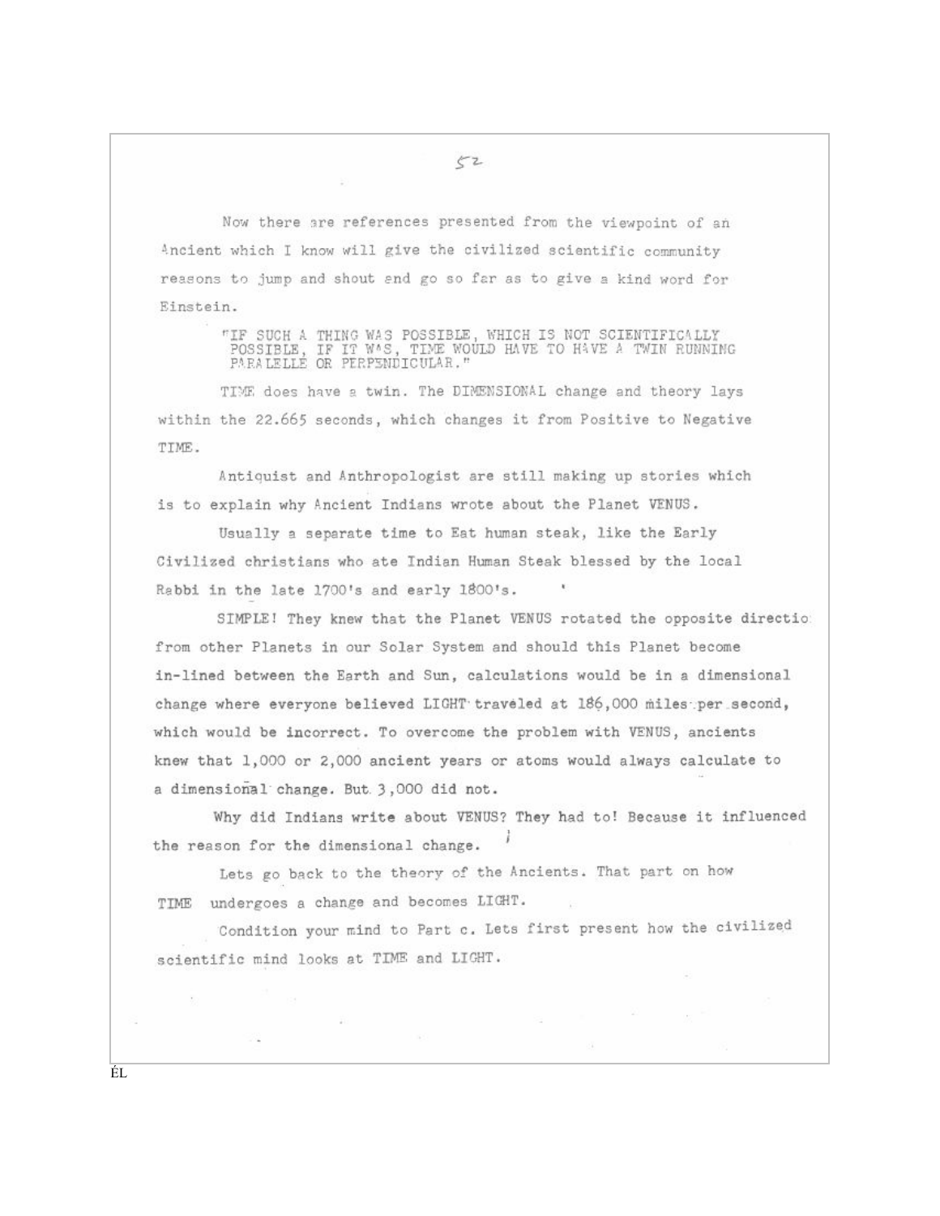Now there are references presented from the viewpoint of an Ancient which I know will give the civilized scientific community reasons to jump and shout end go so far as to give a kind word for Einstein.

> "IF SUCH A THING WAS POSSIBLE, WHICH IS NOT SCIENTIFICALLY POSSIBLE, IF IT WAS, TIME WOULD HAVE TO HAVE A TWIN RUNNING PARALELLE OR PERPENDICULAR."

TIME does have a twin. The DIMENSIONAL change and theory lays within the 22.665 seconds, which changes it from Positive to Negative TIME.

Antiquist and Anthropologist are still making up stories which is to explain why Ancient Indians wrote about the Planet VENUS.

Usually a separate time to Eat human steak, like the Early Civilized christians who ate Indian Human Steak blessed by the local Rabbi in the late 1700's and early 1800's.

SIMPLE! They knew that the Planet VENUS rotated the opposite directio from other Planets in our Solar System and should this Planet become in-lined between the Earth and Sun, calculations would be in a dimensional change where everyone believed LIGHT traveled at 186,000 miles per second, which would be incorrect. To overcome the problem with VENUS, ancients knew that 1,000 or 2,000 ancient years or atoms would always calculate to a dimensional change. But 3,000 did not.

Why did Indians write about VENUS? They had to! Because it influenced the reason for the dimensional change.

Lets go back to the theory of the Ancients. That part on how TIME undergoes a change and becomes LIGHT.

Condition your mind to Part c. Lets first present how the civilized scientific mind looks at TIME and LIGHT.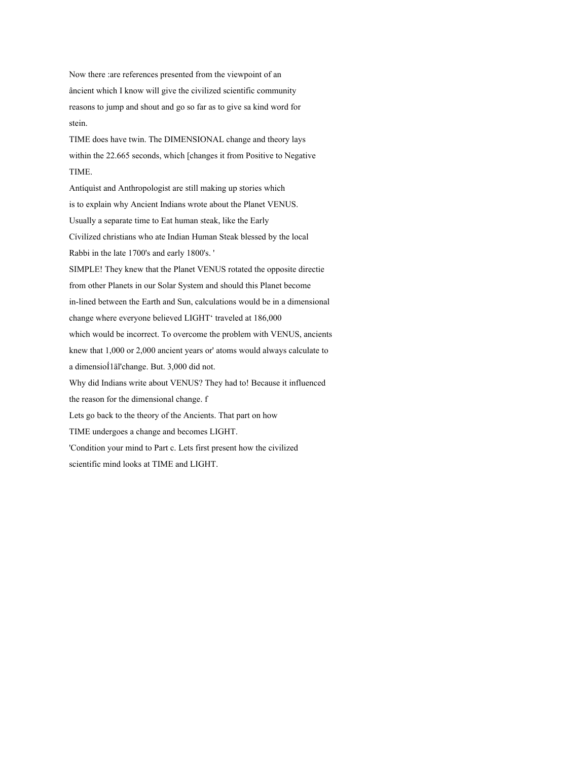Now there :are references presented from the viewpoint of an âncient which I know will give the civilized scientific community reasons to jump and shout and go so far as to give sa kind word for stein.

TIME does have twin. The DIMENSIONAL change and theory lays within the 22.665 seconds, which [changes it from Positive to Negative TIME.

Antíquìst and Anthropologist are still making up stories which is to explain why Ancient Indians wrote about the Planet VENUS. Usually a separate time to Eat human steak, like the Early Cívilízed christians who ate Indian Human Steak blessed by the local Rabbi in the late 1700's and early 1800's. '

SIMPLE! They knew that the Planet VENUS rotated the opposite directie from other Planets in our Solar System and should this Planet become in-lined between the Earth and Sun, calculations would be in a dimensional change where everyone believed LIGHT' traveled at 186,000 which would be incorrect. To overcome the problem with VENUS, ancients knew that 1,000 or 2,000 ancient years or' atoms would always calculate to a dimensioĺ1äl'change. But. 3,000 did not.

Why did Indians write about VENUS? They had to! Because it influenced the reason for the dimensional change. f

Lets go back to the theory of the Ancients. That part on how TIME undergoes a change and becomes LIGHT.

'Condition your mind to Part c. Lets first present how the civilized scientific mind looks at TIME and LIGHT.